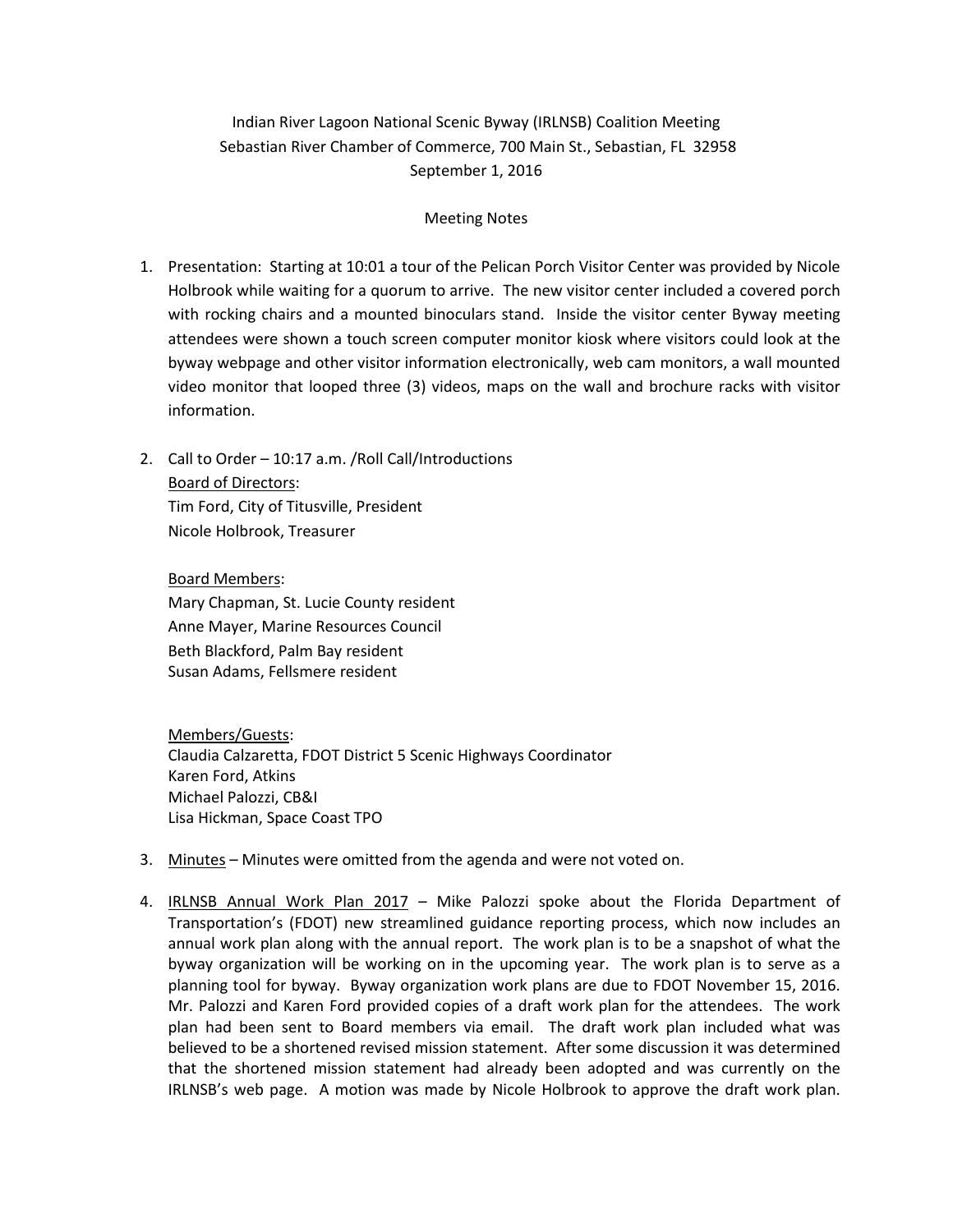Indian River Lagoon National Scenic Byway (IRLNSB) Coalition Meeting
Sebastian River Chamber of Commerce, 700 Main St., Sebastian, FL 32958
September 1, 2016

Meeting Notes

1. Presentation: Starting at 10:01 a tour of the Pelican Porch Visitor Center was provided by Nicole Holbrook while waiting for a quorum to arrive. The new visitor center included a covered porch with rocking chairs and a mounted binoculars stand. Inside the visitor center Byway meeting attendees were shown a touch screen computer monitor kiosk where visitors could look at the byway webpage and other visitor information electronically, web cam monitors, a wall mounted video monitor that looped three (3) videos, maps on the wall and brochure racks with visitor information.

2. Call to Order – 10:17 a.m. /Roll Call/Introductions

   <u>Board of Directors</u>:
   Tim Ford, City of Titusville, President
   Nicole Holbrook, Treasurer

   <u>Board Members</u>:
   Mary Chapman, St. Lucie County resident
   Anne Mayer, Marine Resources Council
   Beth Blackford, Palm Bay resident
   Susan Adams, Fellsmere resident

   <u>Members/Guests</u>:
   Claudia Calzaretta, FDOT District 5 Scenic Highways Coordinator
   Karen Ford, Atkins
   Michael Palozzi, CB&I
   Lisa Hickman, Space Coast TPO

3. <u>Minutes</u> – Minutes were omitted from the agenda and were not voted on.

4. <u>IRLNSB Annual Work Plan 2017</u> – Mike Palozzi spoke about the Florida Department of Transportation's (FDOT) new streamlined guidance reporting process, which now includes an annual work plan along with the annual report. The work plan is to be a snapshot of what the byway organization will be working on in the upcoming year. The work plan is to serve as a planning tool for byway. Byway organization work plans are due to FDOT November 15, 2016. Mr. Palozzi and Karen Ford provided copies of a draft work plan for the attendees. The work plan had been sent to Board members via email. The draft work plan included what was believed to be a shortened revised mission statement. After some discussion it was determined that the shortened mission statement had already been adopted and was currently on the IRLNSB's web page. A motion was made by Nicole Holbrook to approve the draft work plan.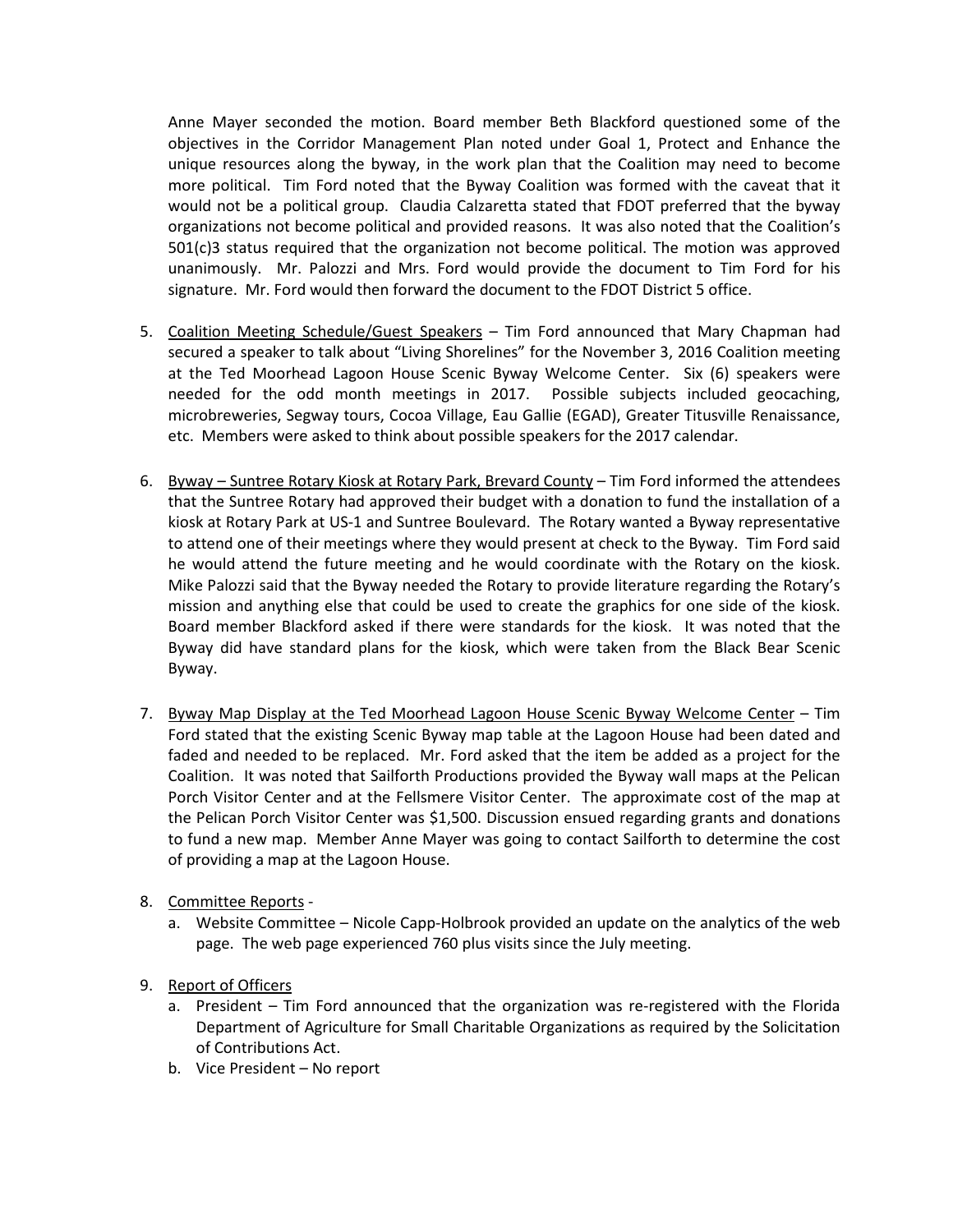Anne Mayer seconded the motion. Board member Beth Blackford questioned some of the objectives in the Corridor Management Plan noted under Goal 1, Protect and Enhance the unique resources along the byway, in the work plan that the Coalition may need to become more political. Tim Ford noted that the Byway Coalition was formed with the caveat that it would not be a political group. Claudia Calzaretta stated that FDOT preferred that the byway organizations not become political and provided reasons. It was also noted that the Coalition's 501(c)3 status required that the organization not become political. The motion was approved unanimously. Mr. Palozzi and Mrs. Ford would provide the document to Tim Ford for his signature. Mr. Ford would then forward the document to the FDOT District 5 office.

5. Coalition Meeting Schedule/Guest Speakers – Tim Ford announced that Mary Chapman had secured a speaker to talk about "Living Shorelines" for the November 3, 2016 Coalition meeting at the Ted Moorhead Lagoon House Scenic Byway Welcome Center. Six (6) speakers were needed for the odd month meetings in 2017. Possible subjects included geocaching, microbreweries, Segway tours, Cocoa Village, Eau Gallie (EGAD), Greater Titusville Renaissance, etc. Members were asked to think about possible speakers for the 2017 calendar.

6. Byway – Suntree Rotary Kiosk at Rotary Park, Brevard County – Tim Ford informed the attendees that the Suntree Rotary had approved their budget with a donation to fund the installation of a kiosk at Rotary Park at US-1 and Suntree Boulevard. The Rotary wanted a Byway representative to attend one of their meetings where they would present at check to the Byway. Tim Ford said he would attend the future meeting and he would coordinate with the Rotary on the kiosk. Mike Palozzi said that the Byway needed the Rotary to provide literature regarding the Rotary's mission and anything else that could be used to create the graphics for one side of the kiosk. Board member Blackford asked if there were standards for the kiosk. It was noted that the Byway did have standard plans for the kiosk, which were taken from the Black Bear Scenic Byway.

7. Byway Map Display at the Ted Moorhead Lagoon House Scenic Byway Welcome Center – Tim Ford stated that the existing Scenic Byway map table at the Lagoon House had been dated and faded and needed to be replaced. Mr. Ford asked that the item be added as a project for the Coalition. It was noted that Sailforth Productions provided the Byway wall maps at the Pelican Porch Visitor Center and at the Fellsmere Visitor Center. The approximate cost of the map at the Pelican Porch Visitor Center was $1,500. Discussion ensued regarding grants and donations to fund a new map. Member Anne Mayer was going to contact Sailforth to determine the cost of providing a map at the Lagoon House.

8. Committee Reports -
   a. Website Committee – Nicole Capp-Holbrook provided an update on the analytics of the web page. The web page experienced 760 plus visits since the July meeting.

9. Report of Officers
   a. President – Tim Ford announced that the organization was re-registered with the Florida Department of Agriculture for Small Charitable Organizations as required by the Solicitation of Contributions Act.
   b. Vice President – No report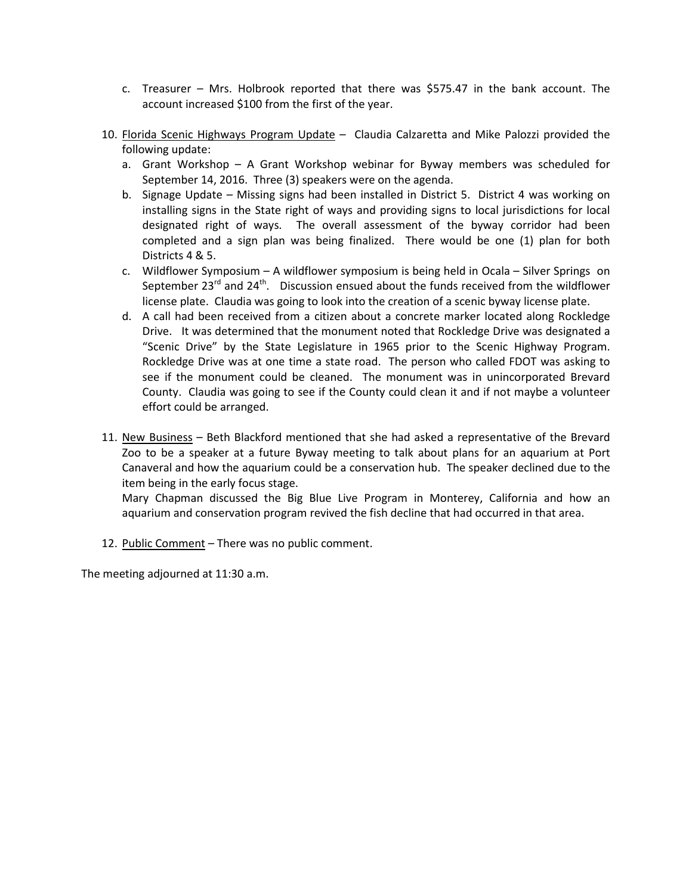c. Treasurer – Mrs. Holbrook reported that there was $575.47 in the bank account. The account increased $100 from the first of the year.

10. <u>Florida Scenic Highways Program Update</u> – Claudia Calzaretta and Mike Palozzi provided the following update:
    a. Grant Workshop – A Grant Workshop webinar for Byway members was scheduled for September 14, 2016. Three (3) speakers were on the agenda.
    b. Signage Update – Missing signs had been installed in District 5. District 4 was working on installing signs in the State right of ways and providing signs to local jurisdictions for local designated right of ways. The overall assessment of the byway corridor had been completed and a sign plan was being finalized. There would be one (1) plan for both Districts 4 & 5.
    c. Wildflower Symposium – A wildflower symposium is being held in Ocala – Silver Springs on September 23rd and 24th. Discussion ensued about the funds received from the wildflower license plate. Claudia was going to look into the creation of a scenic byway license plate.
    d. A call had been received from a citizen about a concrete marker located along Rockledge Drive. It was determined that the monument noted that Rockledge Drive was designated a "Scenic Drive" by the State Legislature in 1965 prior to the Scenic Highway Program. Rockledge Drive was at one time a state road. The person who called FDOT was asking to see if the monument could be cleaned. The monument was in unincorporated Brevard County. Claudia was going to see if the County could clean it and if not maybe a volunteer effort could be arranged.

11. <u>New Business</u> – Beth Blackford mentioned that she had asked a representative of the Brevard Zoo to be a speaker at a future Byway meeting to talk about plans for an aquarium at Port Canaveral and how the aquarium could be a conservation hub. The speaker declined due to the item being in the early focus stage.
    Mary Chapman discussed the Big Blue Live Program in Monterey, California and how an aquarium and conservation program revived the fish decline that had occurred in that area.

12. <u>Public Comment</u> – There was no public comment.

The meeting adjourned at 11:30 a.m.